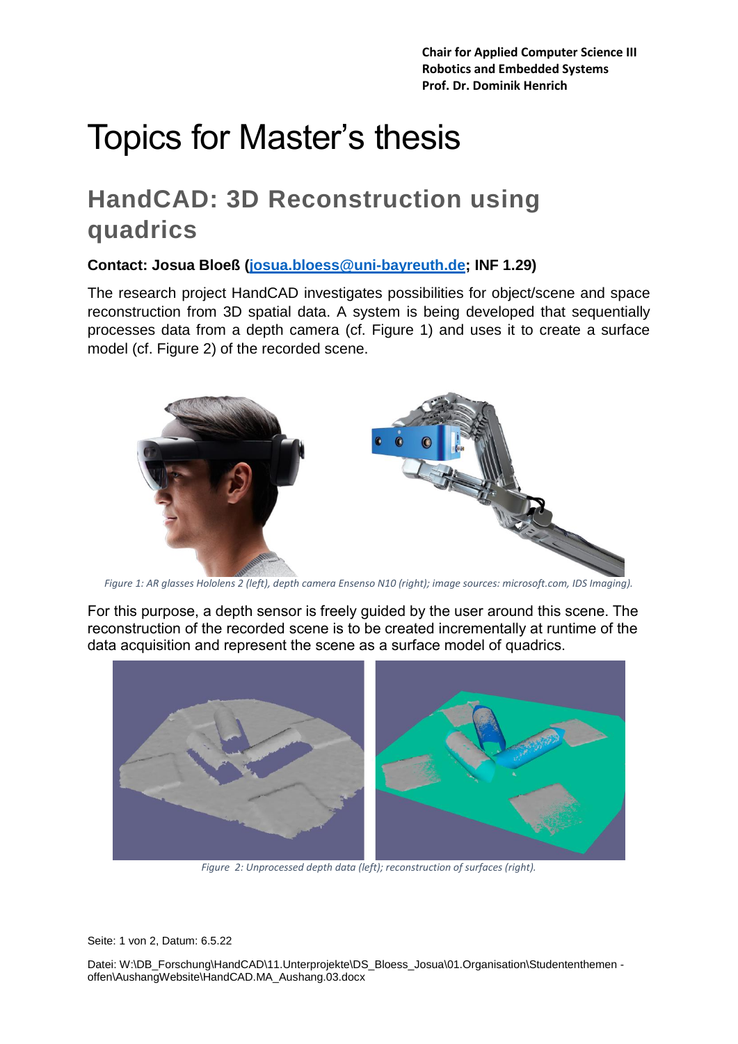**Chair for Applied Computer Science III**
**Robotics and Embedded Systems**
**Prof. Dr. Dominik Henrich**

# Topics for Master's thesis

## HandCAD: 3D Reconstruction using quadrics

**Contact: Josua Bloeß (josua.bloess@uni-bayreuth.de; INF 1.29)**

The research project HandCAD investigates possibilities for object/scene and space reconstruction from 3D spatial data. A system is being developed that sequentially processes data from a depth camera (cf. Figure 1) and uses it to create a surface model (cf. Figure 2) of the recorded scene.

*Figure 1: AR glasses Hololens 2 (left), depth camera Ensenso N10 (right); image sources: microsoft.com, IDS Imaging).*

For this purpose, a depth sensor is freely guided by the user around this scene. The reconstruction of the recorded scene is to be created incrementally at runtime of the data acquisition and represent the scene as a surface model of quadrics.

*Figure 2: Unprocessed depth data (left); reconstruction of surfaces (right).*

Datei: W:\DB_Forschung\HandCAD\11.Unterprojekte\DS_Bloess_Josua\01.Organisation\Studententhemen - offen\AushangWebsite\HandCAD.MA_Aushang.03.docx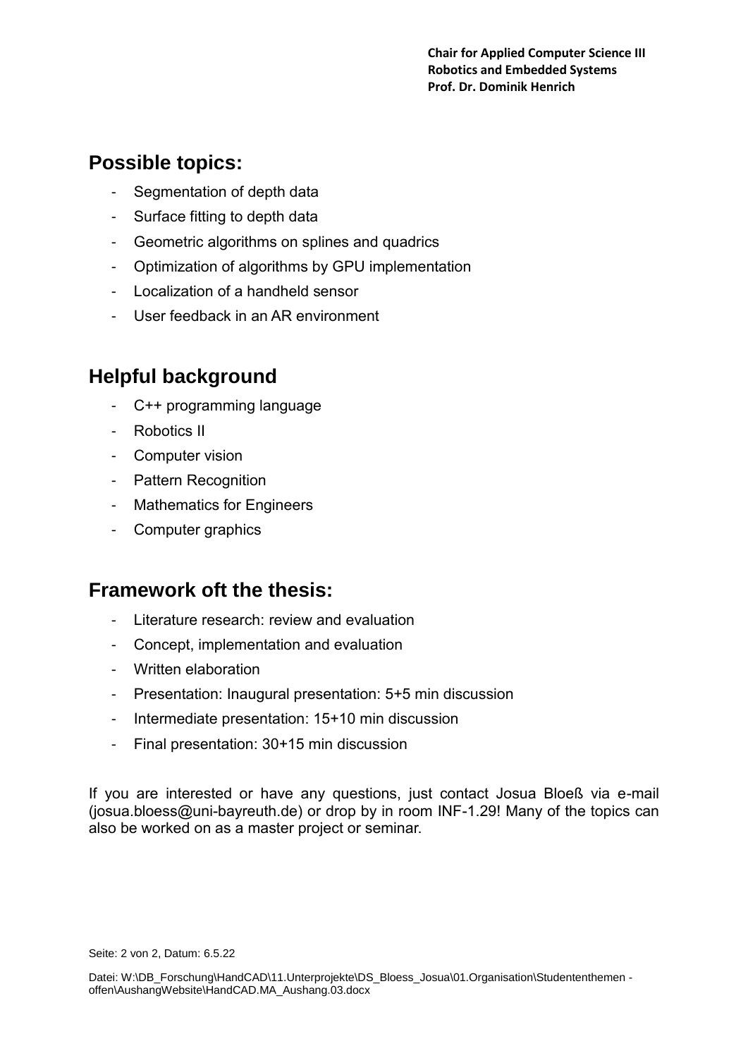## Possible topics:

- Segmentation of depth data
- Surface fitting to depth data
- Geometric algorithms on splines and quadrics
- Optimization of algorithms by GPU implementation
- Localization of a handheld sensor
- User feedback in an AR environment

## Helpful background

- C++ programming language
- Robotics II
- Computer vision
- Pattern Recognition
- Mathematics for Engineers
- Computer graphics

## Framework oft the thesis:

- Literature research: review and evaluation
- Concept, implementation and evaluation
- Written elaboration
- Presentation: Inaugural presentation: 5+5 min discussion
- Intermediate presentation: 15+10 min discussion
- Final presentation: 30+15 min discussion

If you are interested or have any questions, just contact Josua Bloeß via e-mail (josua.bloess@uni-bayreuth.de) or drop by in room INF-1.29! Many of the topics can also be worked on as a master project or seminar.